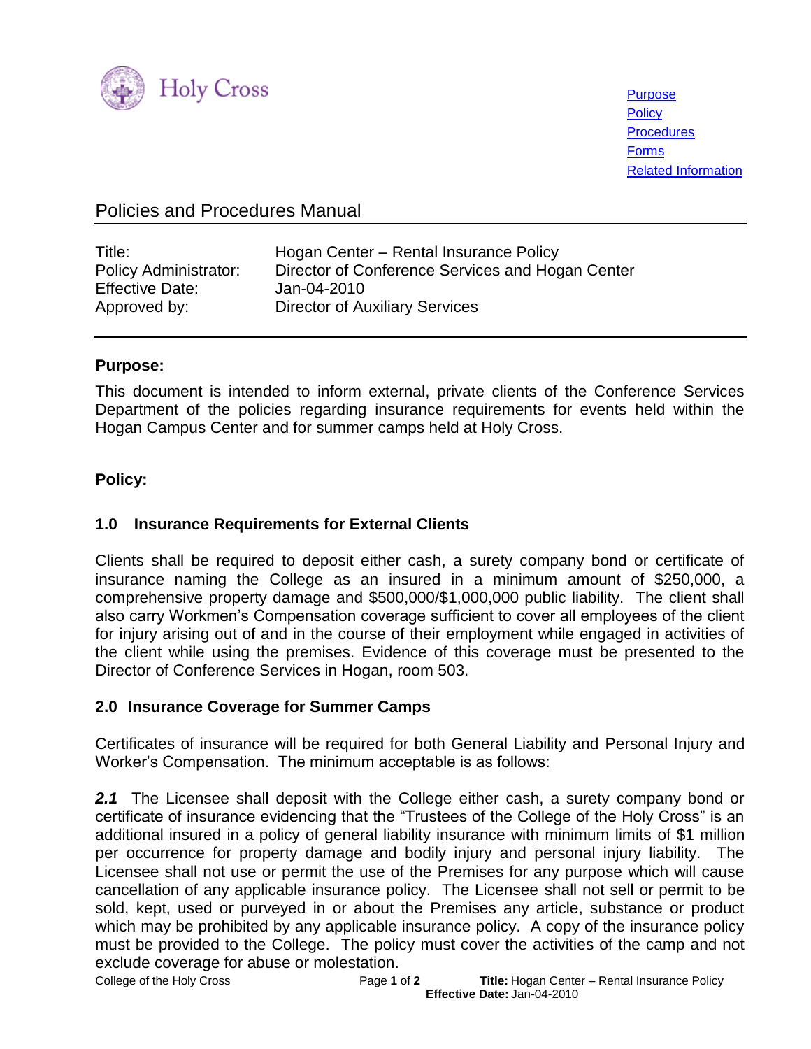Holy Cross

Purpose
Policy
Procedures
Forms
Related Information

# Policies and Procedures Manual

| | |
|---|---|
| Title: | Hogan Center – Rental Insurance Policy |
| Policy Administrator: | Director of Conference Services and Hogan Center |
| Effective Date: | Jan-04-2010 |
| Approved by: | Director of Auxiliary Services |

## Purpose:

This document is intended to inform external, private clients of the Conference Services Department of the policies regarding insurance requirements for events held within the Hogan Campus Center and for summer camps held at Holy Cross.

## Policy:

### 1.0 Insurance Requirements for External Clients

Clients shall be required to deposit either cash, a surety company bond or certificate of insurance naming the College as an insured in a minimum amount of $250,000, a comprehensive property damage and $500,000/$1,000,000 public liability. The client shall also carry Workmen's Compensation coverage sufficient to cover all employees of the client for injury arising out of and in the course of their employment while engaged in activities of the client while using the premises. Evidence of this coverage must be presented to the Director of Conference Services in Hogan, room 503.

### 2.0 Insurance Coverage for Summer Camps

Certificates of insurance will be required for both General Liability and Personal Injury and Worker's Compensation. The minimum acceptable is as follows:

***2.1*** The Licensee shall deposit with the College either cash, a surety company bond or certificate of insurance evidencing that the "Trustees of the College of the Holy Cross" is an additional insured in a policy of general liability insurance with minimum limits of $1 million per occurrence for property damage and bodily injury and personal injury liability. The Licensee shall not use or permit the use of the Premises for any purpose which will cause cancellation of any applicable insurance policy. The Licensee shall not sell or permit to be sold, kept, used or purveyed in or about the Premises any article, substance or product which may be prohibited by any applicable insurance policy. A copy of the insurance policy must be provided to the College. The policy must cover the activities of the camp and not exclude coverage for abuse or molestation.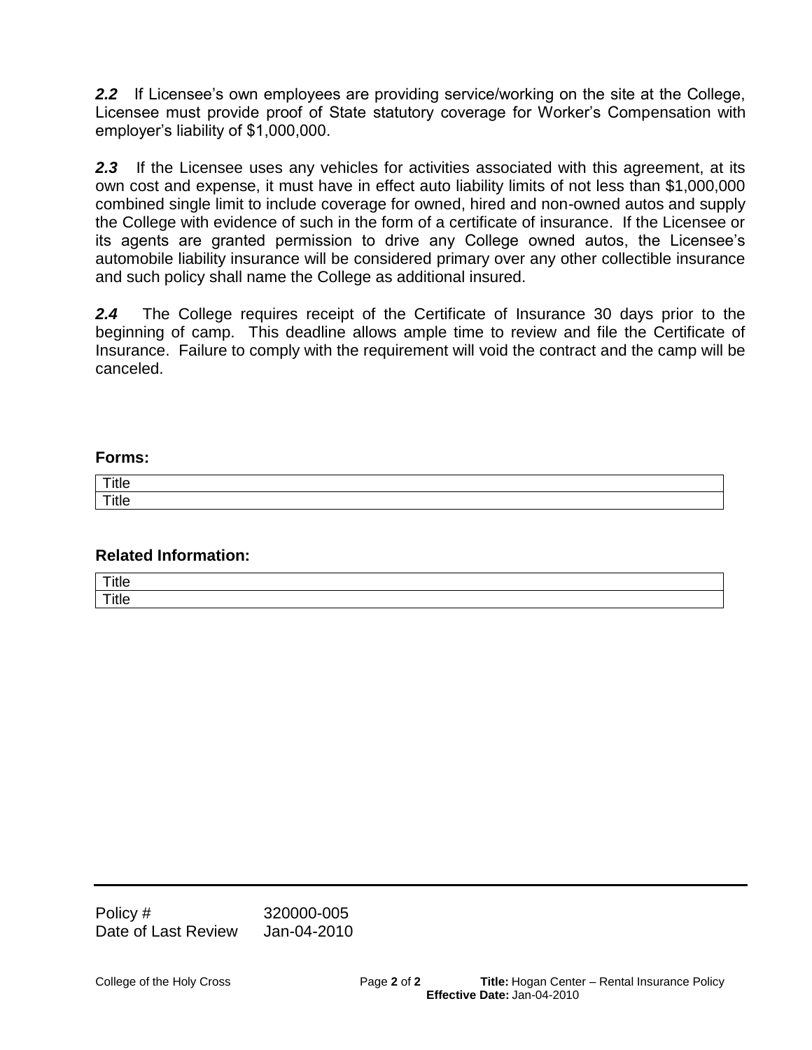***2.2*** If Licensee's own employees are providing service/working on the site at the College, Licensee must provide proof of State statutory coverage for Worker's Compensation with employer's liability of $1,000,000.

***2.3*** If the Licensee uses any vehicles for activities associated with this agreement, at its own cost and expense, it must have in effect auto liability limits of not less than $1,000,000 combined single limit to include coverage for owned, hired and non-owned autos and supply the College with evidence of such in the form of a certificate of insurance. If the Licensee or its agents are granted permission to drive any College owned autos, the Licensee's automobile liability insurance will be considered primary over any other collectible insurance and such policy shall name the College as additional insured.

***2.4*** The College requires receipt of the Certificate of Insurance 30 days prior to the beginning of camp. This deadline allows ample time to review and file the Certificate of Insurance. Failure to comply with the requirement will void the contract and the camp will be canceled.

**Forms:**

| |
|---|
| Title |
| Title |

**Related Information:**

| |
|---|
| Title |
| Title |

Policy # 320000-005
Date of Last Review Jan-04-2010